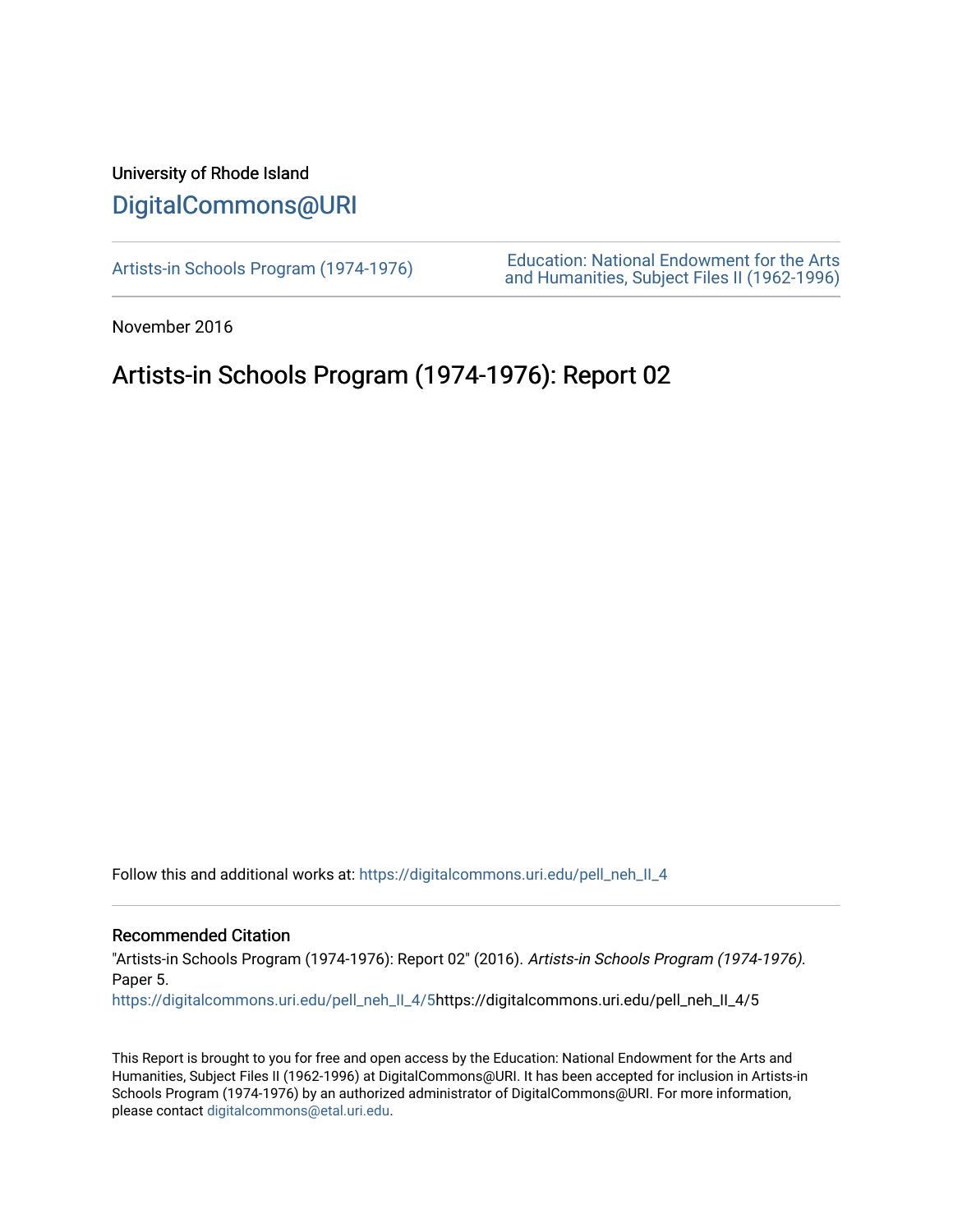University of Rhode Island

DigitalCommons@URI

Artists-in Schools Program (1974-1976)

Education: National Endowment for the Arts and Humanities, Subject Files II (1962-1996)

November 2016

# Artists-in Schools Program (1974-1976): Report 02

Follow this and additional works at: https://digitalcommons.uri.edu/pell_neh_II_4

## Recommended Citation

"Artists-in Schools Program (1974-1976): Report 02" (2016). *Artists-in Schools Program (1974-1976).* Paper 5.
https://digitalcommons.uri.edu/pell_neh_II_4/5https://digitalcommons.uri.edu/pell_neh_II_4/5

This Report is brought to you for free and open access by the Education: National Endowment for the Arts and Humanities, Subject Files II (1962-1996) at DigitalCommons@URI. It has been accepted for inclusion in Artists-in Schools Program (1974-1976) by an authorized administrator of DigitalCommons@URI. For more information, please contact digitalcommons@etal.uri.edu.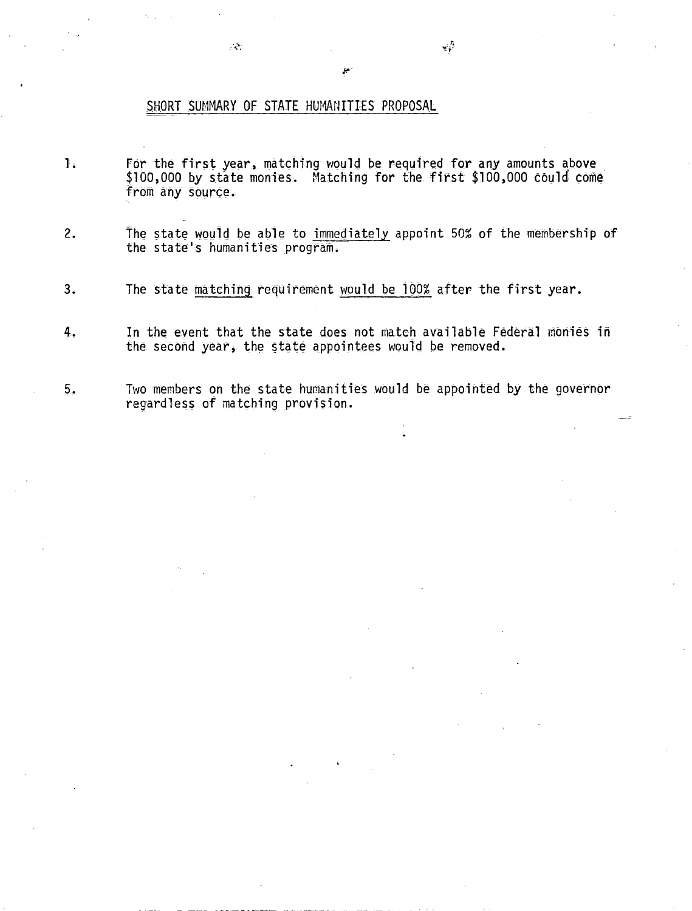## SHORT SUMMARY OF STATE HUMANITIES PROPOSAL

1. For the first year, matching would be required for any amounts above \$100,000 by state monies. Matching for the first \$100,000 could come from any source.

2. The state would be able to immediately appoint 50% of the membership of the state's humanities program.

3. The state matching requirement would be 100% after the first year.

4. In the event that the state does not match available Federal monies in the second year, the state appointees would be removed.

5. Two members on the state humanities would be appointed by the governor regardless of matching provision.